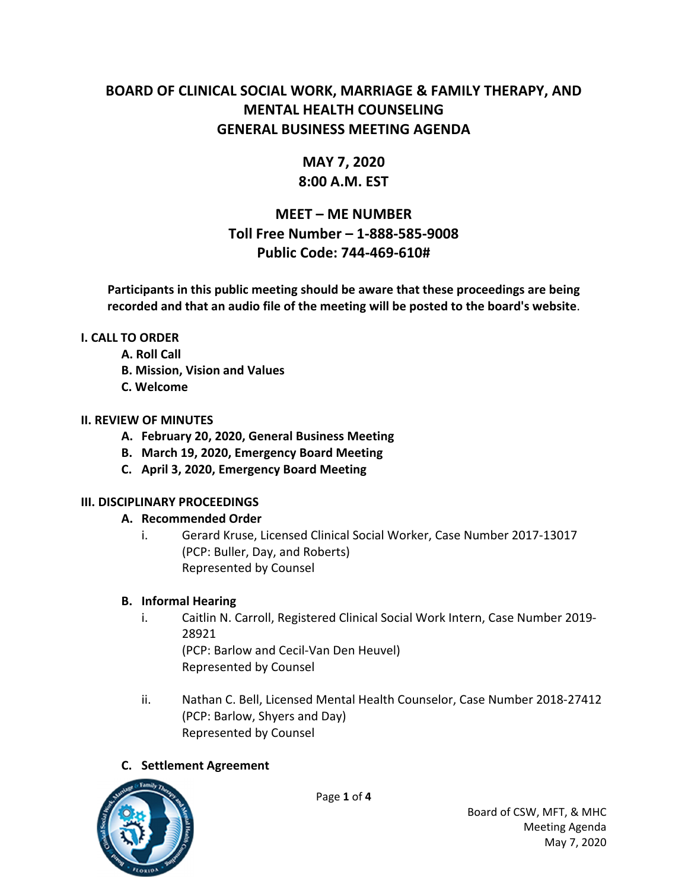# BOARD OF CLINICAL SOCIAL WORK, MARRIAGE & FAMILY THERAPY, AND MENTAL HEALTH COUNSELING
# GENERAL BUSINESS MEETING AGENDA

## MAY 7, 2020
## 8:00 A.M. EST

## MEET – ME NUMBER
## Toll Free Number – 1-888-585-9008
## Public Code: 744-469-610#

**Participants in this public meeting should be aware that these proceedings are being recorded and that an audio file of the meeting will be posted to the board's website.**

**I. CALL TO ORDER**

- **A. Roll Call**
- **B. Mission, Vision and Values**
- **C. Welcome**

**II. REVIEW OF MINUTES**

- **A. February 20, 2020, General Business Meeting**
- **B. March 19, 2020, Emergency Board Meeting**
- **C. April 3, 2020, Emergency Board Meeting**

**III. DISCIPLINARY PROCEEDINGS**

**A. Recommended Order**

i. Gerard Kruse, Licensed Clinical Social Worker, Case Number 2017-13017
(PCP: Buller, Day, and Roberts)
Represented by Counsel

**B. Informal Hearing**

i. Caitlin N. Carroll, Registered Clinical Social Work Intern, Case Number 2019-28921
(PCP: Barlow and Cecil-Van Den Heuvel)
Represented by Counsel

ii. Nathan C. Bell, Licensed Mental Health Counselor, Case Number 2018-27412
(PCP: Barlow, Shyers and Day)
Represented by Counsel

**C. Settlement Agreement**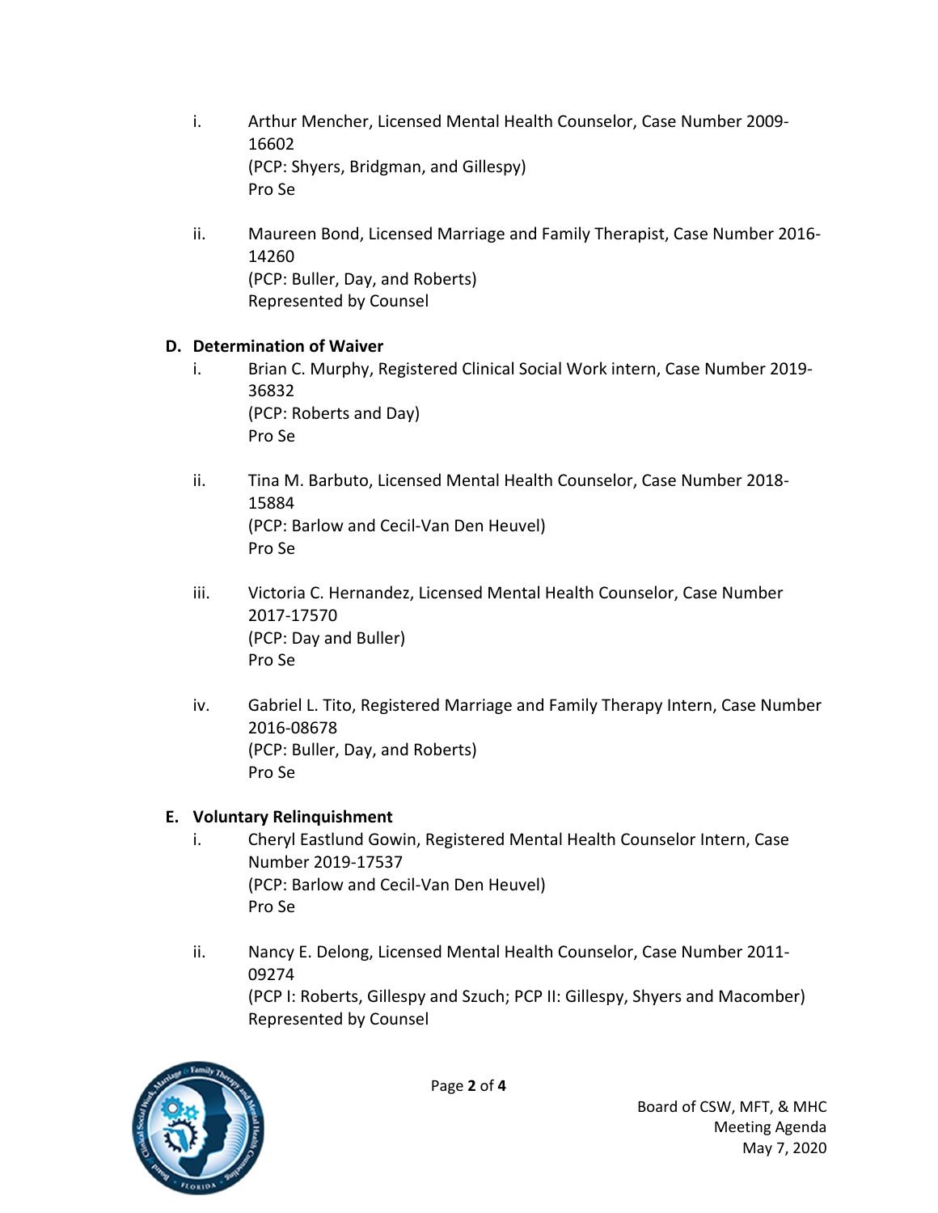i. Arthur Mencher, Licensed Mental Health Counselor, Case Number 2009-16602
   (PCP: Shyers, Bridgman, and Gillespy)
   Pro Se

ii. Maureen Bond, Licensed Marriage and Family Therapist, Case Number 2016-14260
   (PCP: Buller, Day, and Roberts)
   Represented by Counsel

**D. Determination of Waiver**

i. Brian C. Murphy, Registered Clinical Social Work intern, Case Number 2019-36832
   (PCP: Roberts and Day)
   Pro Se

ii. Tina M. Barbuto, Licensed Mental Health Counselor, Case Number 2018-15884
   (PCP: Barlow and Cecil-Van Den Heuvel)
   Pro Se

iii. Victoria C. Hernandez, Licensed Mental Health Counselor, Case Number 2017-17570
   (PCP: Day and Buller)
   Pro Se

iv. Gabriel L. Tito, Registered Marriage and Family Therapy Intern, Case Number 2016-08678
   (PCP: Buller, Day, and Roberts)
   Pro Se

**E. Voluntary Relinquishment**

i. Cheryl Eastlund Gowin, Registered Mental Health Counselor Intern, Case Number 2019-17537
   (PCP: Barlow and Cecil-Van Den Heuvel)
   Pro Se

ii. Nancy E. Delong, Licensed Mental Health Counselor, Case Number 2011-09274
   (PCP I: Roberts, Gillespy and Szuch; PCP II: Gillespy, Shyers and Macomber)
   Represented by Counsel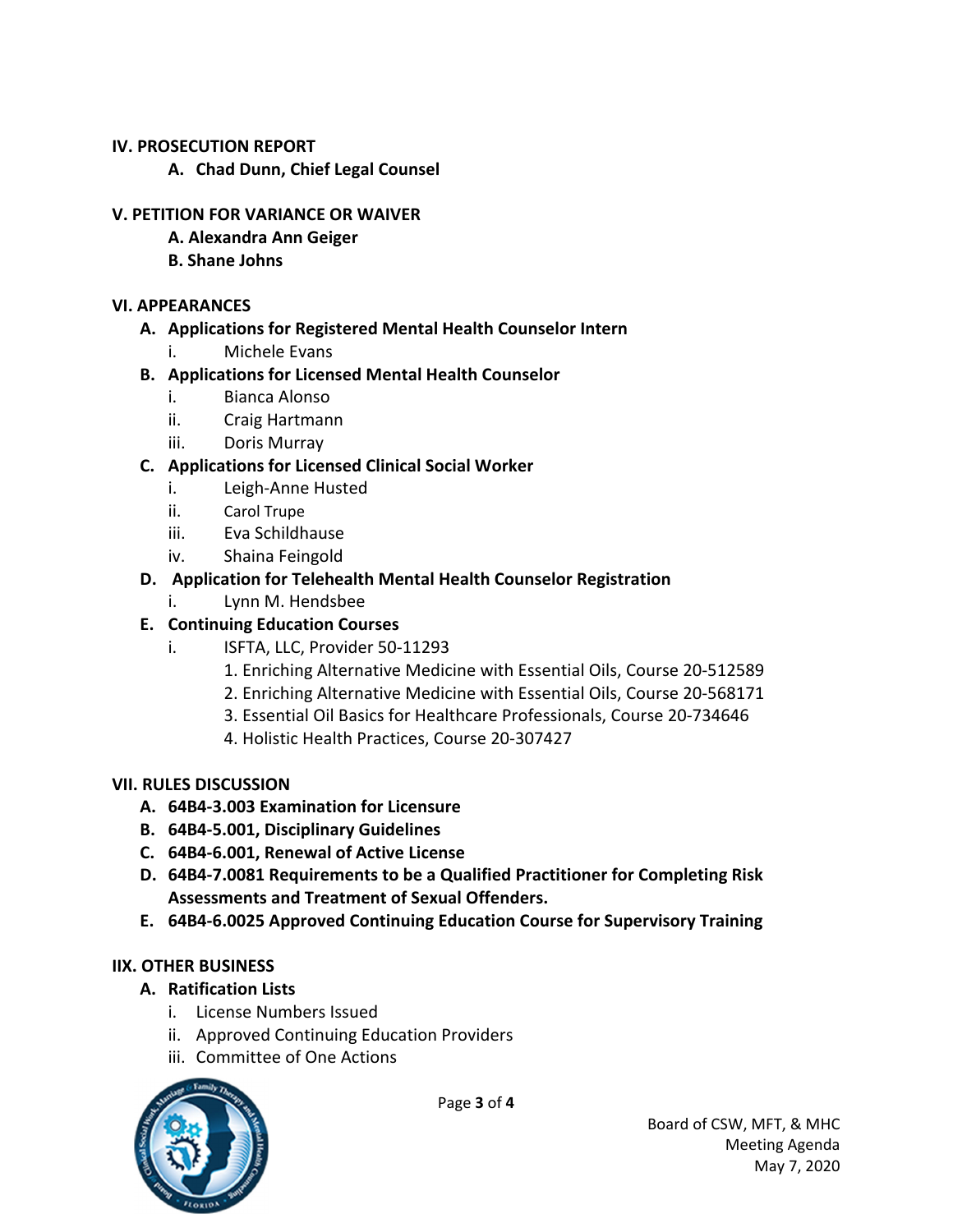## IV. PROSECUTION REPORT

**A. Chad Dunn, Chief Legal Counsel**

## V. PETITION FOR VARIANCE OR WAIVER

**A. Alexandra Ann Geiger**

**B. Shane Johns**

## VI. APPEARANCES

**A. Applications for Registered Mental Health Counselor Intern**

i. Michele Evans

**B. Applications for Licensed Mental Health Counselor**

i. Bianca Alonso

ii. Craig Hartmann

iii. Doris Murray

**C. Applications for Licensed Clinical Social Worker**

i. Leigh-Anne Husted

ii. Carol Trupe

iii. Eva Schildhause

iv. Shaina Feingold

**D. Application for Telehealth Mental Health Counselor Registration**

i. Lynn M. Hendsbee

**E. Continuing Education Courses**

i. ISFTA, LLC, Provider 50-11293

1. Enriching Alternative Medicine with Essential Oils, Course 20-512589
2. Enriching Alternative Medicine with Essential Oils, Course 20-568171
3. Essential Oil Basics for Healthcare Professionals, Course 20-734646
4. Holistic Health Practices, Course 20-307427

## VII. RULES DISCUSSION

**A. 64B4-3.003 Examination for Licensure**

**B. 64B4-5.001, Disciplinary Guidelines**

**C. 64B4-6.001, Renewal of Active License**

**D. 64B4-7.0081 Requirements to be a Qualified Practitioner for Completing Risk Assessments and Treatment of Sexual Offenders.**

**E. 64B4-6.0025 Approved Continuing Education Course for Supervisory Training**

## IIX. OTHER BUSINESS

**A. Ratification Lists**

i. License Numbers Issued

ii. Approved Continuing Education Providers

iii. Committee of One Actions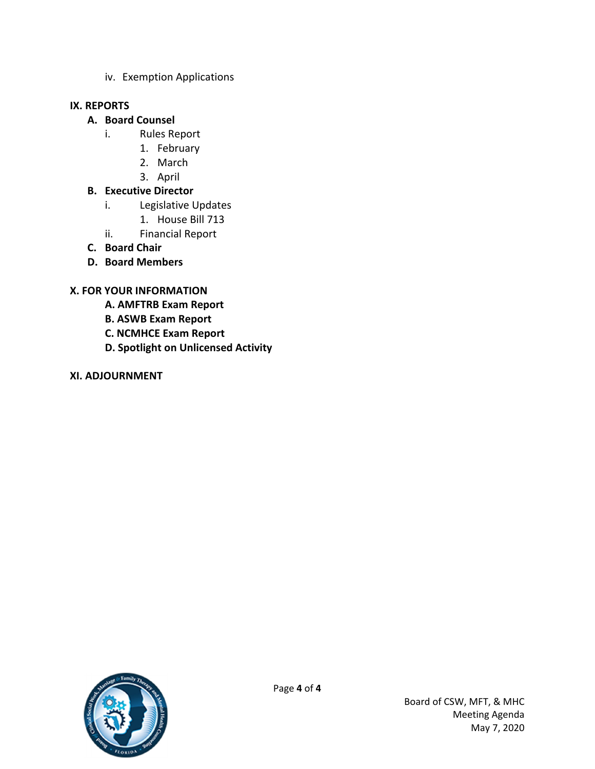iv. Exemption Applications

## IX. REPORTS

**A. Board Counsel**

i. Rules Report
   1. February
   2. March
   3. April

**B. Executive Director**

i. Legislative Updates
   1. House Bill 713

ii. Financial Report

**C. Board Chair**

**D. Board Members**

## X. FOR YOUR INFORMATION

**A. AMFTRB Exam Report**

**B. ASWB Exam Report**

**C. NCMHCE Exam Report**

**D. Spotlight on Unlicensed Activity**

## XI. ADJOURNMENT